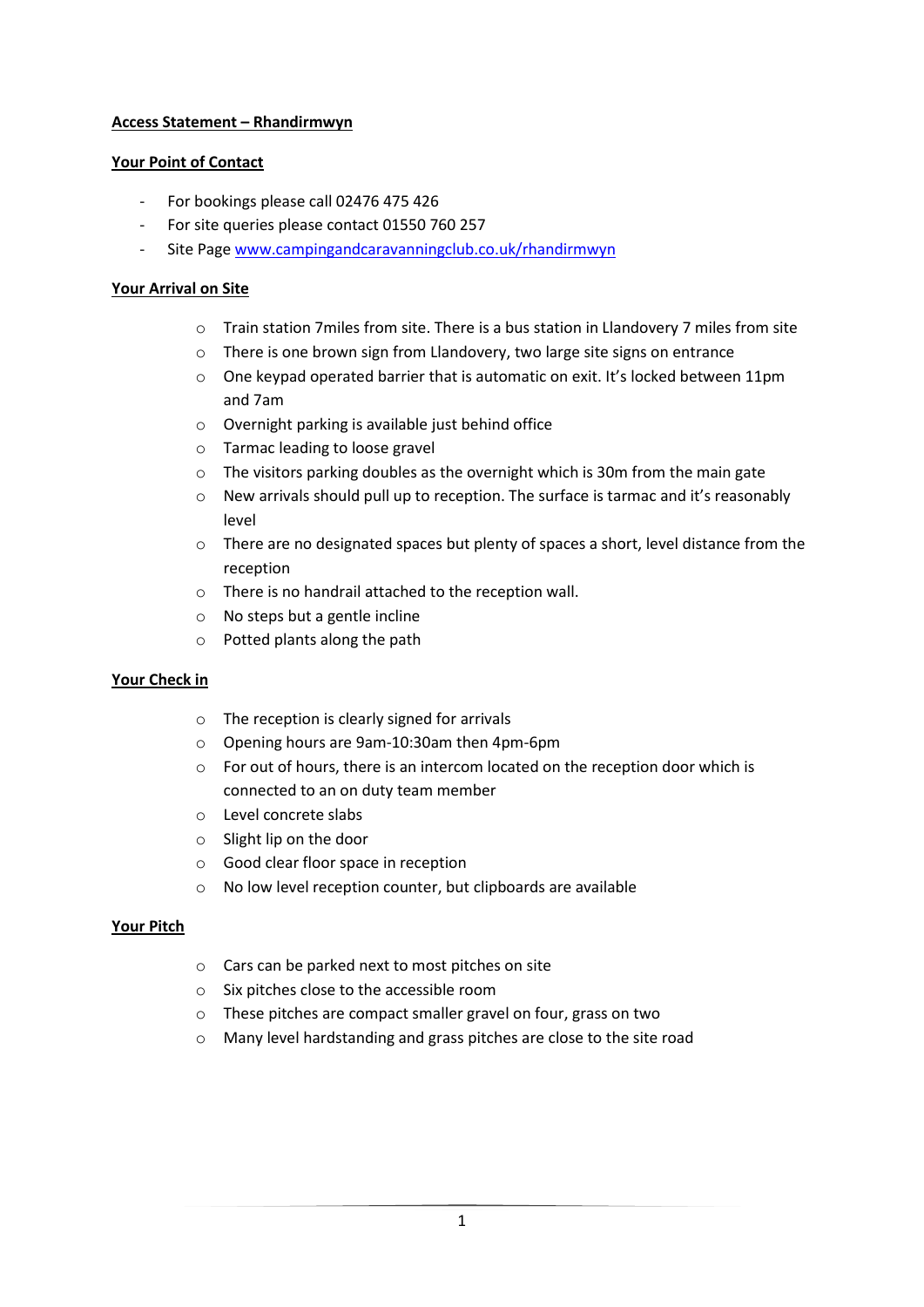**Access Statement – Rhandirmwyn**

**Your Point of Contact**

- For bookings please call 02476 475 426
- For site queries please contact 01550 760 257
- Site Page [www.campingandcaravanningclub.co.uk/rhandirmwyn](www.campingandcaravanningclub.co.uk/rhandirmwyn)

**Your Arrival on Site**

- Train station 7miles from site. There is a bus station in Llandovery 7 miles from site
- There is one brown sign from Llandovery, two large site signs on entrance
- One keypad operated barrier that is automatic on exit. It's locked between 11pm and 7am
- Overnight parking is available just behind office
- Tarmac leading to loose gravel
- The visitors parking doubles as the overnight which is 30m from the main gate
- New arrivals should pull up to reception. The surface is tarmac and it's reasonably level
- There are no designated spaces but plenty of spaces a short, level distance from the reception
- There is no handrail attached to the reception wall.
- No steps but a gentle incline
- Potted plants along the path

**Your Check in**

- The reception is clearly signed for arrivals
- Opening hours are 9am-10:30am then 4pm-6pm
- For out of hours, there is an intercom located on the reception door which is connected to an on duty team member
- Level concrete slabs
- Slight lip on the door
- Good clear floor space in reception
- No low level reception counter, but clipboards are available

**Your Pitch**

- Cars can be parked next to most pitches on site
- Six pitches close to the accessible room
- These pitches are compact smaller gravel on four, grass on two
- Many level hardstanding and grass pitches are close to the site road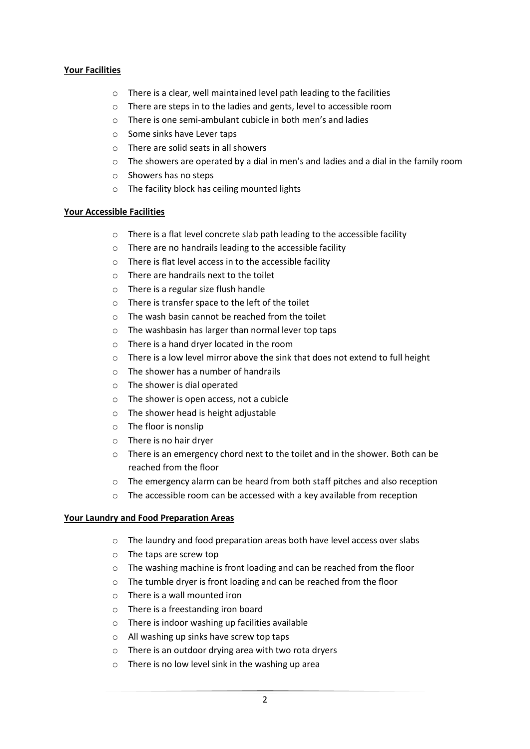**Your Facilities**

- There is a clear, well maintained level path leading to the facilities
- There are steps in to the ladies and gents, level to accessible room
- There is one semi-ambulant cubicle in both men's and ladies
- Some sinks have Lever taps
- There are solid seats in all showers
- The showers are operated by a dial in men's and ladies and a dial in the family room
- Showers has no steps
- The facility block has ceiling mounted lights

**Your Accessible Facilities**

- There is a flat level concrete slab path leading to the accessible facility
- There are no handrails leading to the accessible facility
- There is flat level access in to the accessible facility
- There are handrails next to the toilet
- There is a regular size flush handle
- There is transfer space to the left of the toilet
- The wash basin cannot be reached from the toilet
- The washbasin has larger than normal lever top taps
- There is a hand dryer located in the room
- There is a low level mirror above the sink that does not extend to full height
- The shower has a number of handrails
- The shower is dial operated
- The shower is open access, not a cubicle
- The shower head is height adjustable
- The floor is nonslip
- There is no hair dryer
- There is an emergency chord next to the toilet and in the shower. Both can be reached from the floor
- The emergency alarm can be heard from both staff pitches and also reception
- The accessible room can be accessed with a key available from reception

**Your Laundry and Food Preparation Areas**

- The laundry and food preparation areas both have level access over slabs
- The taps are screw top
- The washing machine is front loading and can be reached from the floor
- The tumble dryer is front loading and can be reached from the floor
- There is a wall mounted iron
- There is a freestanding iron board
- There is indoor washing up facilities available
- All washing up sinks have screw top taps
- There is an outdoor drying area with two rota dryers
- There is no low level sink in the washing up area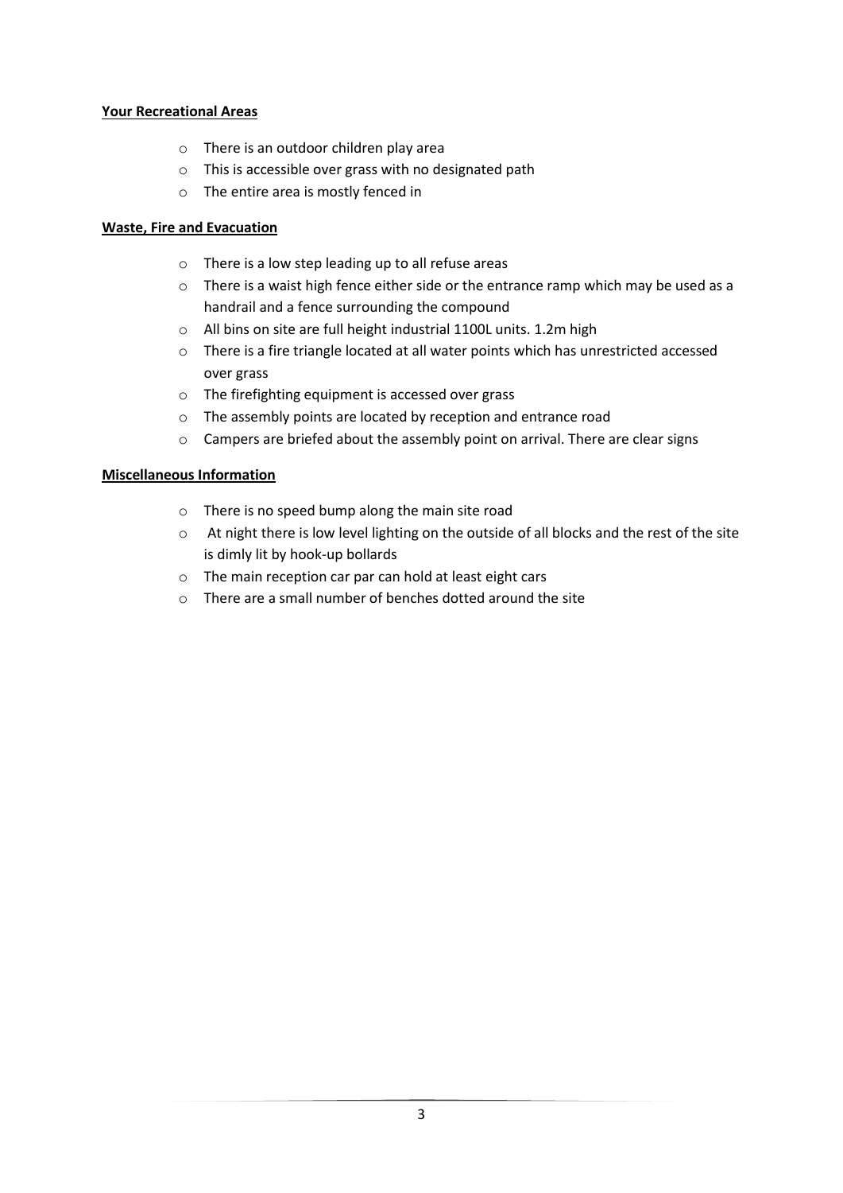**Your Recreational Areas**

- There is an outdoor children play area
- This is accessible over grass with no designated path
- The entire area is mostly fenced in

**Waste, Fire and Evacuation**

- There is a low step leading up to all refuse areas
- There is a waist high fence either side or the entrance ramp which may be used as a handrail and a fence surrounding the compound
- All bins on site are full height industrial 1100L units. 1.2m high
- There is a fire triangle located at all water points which has unrestricted accessed over grass
- The firefighting equipment is accessed over grass
- The assembly points are located by reception and entrance road
- Campers are briefed about the assembly point on arrival. There are clear signs

**Miscellaneous Information**

- There is no speed bump along the main site road
- At night there is low level lighting on the outside of all blocks and the rest of the site is dimly lit by hook-up bollards
- The main reception car par can hold at least eight cars
- There are a small number of benches dotted around the site